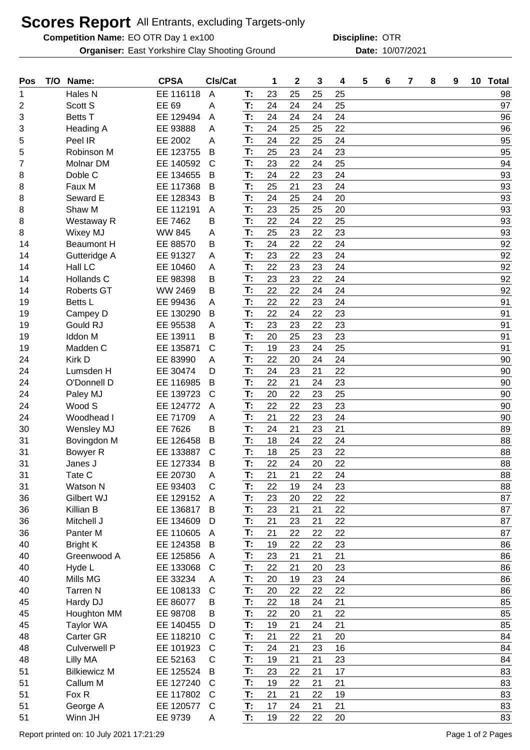# Scores Report All Entrants, excluding Targets-only

**Competition Name:** EO OTR Day 1 ex100 **Discipline:** OTR

**Organiser:** East Yorkshire Clay Shooting Ground **Date:** 10/07/2021

| Pos | T/O | Name: | CPSA | Cls/Cat | | 1 | 2 | 3 | 4 | 5 | 6 | 7 | 8 | 9 | 10 | Total |
|---|---|---|---|---|---|---|---|---|---|---|---|---|---|---|---|---|
| 1 | | Hales N | EE 116118 | A | T: | 23 | 25 | 25 | 25 | | | | | | | 98 |
| 2 | | Scott S | EE 69 | A | T: | 24 | 24 | 24 | 25 | | | | | | | 97 |
| 3 | | Betts T | EE 129494 | A | T: | 24 | 24 | 24 | 24 | | | | | | | 96 |
| 3 | | Heading A | EE 93888 | A | T: | 24 | 25 | 25 | 22 | | | | | | | 96 |
| 5 | | Peel IR | EE 2002 | A | T: | 24 | 22 | 25 | 24 | | | | | | | 95 |
| 5 | | Robinson M | EE 123755 | B | T: | 25 | 23 | 24 | 23 | | | | | | | 95 |
| 7 | | Molnar DM | EE 140592 | C | T: | 23 | 22 | 24 | 25 | | | | | | | 94 |
| 8 | | Doble C | EE 134655 | B | T: | 24 | 22 | 23 | 24 | | | | | | | 93 |
| 8 | | Faux M | EE 117368 | B | T: | 25 | 21 | 23 | 24 | | | | | | | 93 |
| 8 | | Seward E | EE 128343 | B | T: | 24 | 25 | 24 | 20 | | | | | | | 93 |
| 8 | | Shaw M | EE 112191 | A | T: | 23 | 25 | 25 | 20 | | | | | | | 93 |
| 8 | | Westaway R | EE 7462 | B | T: | 22 | 24 | 22 | 25 | | | | | | | 93 |
| 8 | | Wixey MJ | WW 845 | A | T: | 25 | 23 | 22 | 23 | | | | | | | 93 |
| 14 | | Beaumont H | EE 88570 | B | T: | 24 | 22 | 22 | 24 | | | | | | | 92 |
| 14 | | Gutteridge A | EE 91327 | A | T: | 23 | 22 | 23 | 24 | | | | | | | 92 |
| 14 | | Hall LC | EE 10460 | A | T: | 22 | 23 | 23 | 24 | | | | | | | 92 |
| 14 | | Hollands C | EE 98398 | B | T: | 23 | 23 | 22 | 24 | | | | | | | 92 |
| 14 | | Roberts GT | WW 2469 | B | T: | 22 | 22 | 24 | 24 | | | | | | | 92 |
| 19 | | Betts L | EE 99436 | A | T: | 22 | 22 | 23 | 24 | | | | | | | 91 |
| 19 | | Campey D | EE 130290 | B | T: | 22 | 24 | 22 | 23 | | | | | | | 91 |
| 19 | | Gould RJ | EE 95538 | A | T: | 23 | 23 | 22 | 23 | | | | | | | 91 |
| 19 | | Iddon M | EE 13911 | B | T: | 20 | 25 | 23 | 23 | | | | | | | 91 |
| 19 | | Madden C | EE 135871 | C | T: | 19 | 23 | 24 | 25 | | | | | | | 91 |
| 24 | | Kirk D | EE 83990 | A | T: | 22 | 20 | 24 | 24 | | | | | | | 90 |
| 24 | | Lumsden H | EE 30474 | D | T: | 24 | 23 | 21 | 22 | | | | | | | 90 |
| 24 | | O'Donnell D | EE 116985 | B | T: | 22 | 21 | 24 | 23 | | | | | | | 90 |
| 24 | | Paley MJ | EE 139723 | C | T: | 20 | 22 | 23 | 25 | | | | | | | 90 |
| 24 | | Wood S | EE 124772 | A | T: | 22 | 22 | 23 | 23 | | | | | | | 90 |
| 24 | | Woodhead I | EE 71709 | A | T: | 21 | 22 | 23 | 24 | | | | | | | 90 |
| 30 | | Wensley MJ | EE 7626 | B | T: | 24 | 21 | 23 | 21 | | | | | | | 89 |
| 31 | | Bovingdon M | EE 126458 | B | T: | 18 | 24 | 22 | 24 | | | | | | | 88 |
| 31 | | Bowyer R | EE 133887 | C | T: | 18 | 25 | 23 | 22 | | | | | | | 88 |
| 31 | | Janes J | EE 127334 | B | T: | 22 | 24 | 20 | 22 | | | | | | | 88 |
| 31 | | Tate C | EE 20730 | A | T: | 21 | 21 | 22 | 24 | | | | | | | 88 |
| 31 | | Watson N | EE 93403 | C | T: | 22 | 19 | 24 | 23 | | | | | | | 88 |
| 36 | | Gilbert WJ | EE 129152 | A | T: | 23 | 20 | 22 | 22 | | | | | | | 87 |
| 36 | | Killian B | EE 136817 | B | T: | 23 | 21 | 21 | 22 | | | | | | | 87 |
| 36 | | Mitchell J | EE 134609 | D | T: | 21 | 23 | 21 | 22 | | | | | | | 87 |
| 36 | | Panter M | EE 110605 | A | T: | 21 | 22 | 22 | 22 | | | | | | | 87 |
| 40 | | Bright K | EE 124358 | B | T: | 19 | 22 | 22 | 23 | | | | | | | 86 |
| 40 | | Greenwood A | EE 125856 | A | T: | 23 | 21 | 21 | 21 | | | | | | | 86 |
| 40 | | Hyde L | EE 133068 | C | T: | 22 | 21 | 20 | 23 | | | | | | | 86 |
| 40 | | Mills MG | EE 33234 | A | T: | 20 | 19 | 23 | 24 | | | | | | | 86 |
| 40 | | Tarren N | EE 108133 | C | T: | 20 | 22 | 22 | 22 | | | | | | | 86 |
| 45 | | Hardy DJ | EE 86077 | B | T: | 22 | 18 | 24 | 21 | | | | | | | 85 |
| 45 | | Houghton MM | EE 98708 | B | T: | 22 | 20 | 21 | 22 | | | | | | | 85 |
| 45 | | Taylor WA | EE 140455 | D | T: | 19 | 21 | 24 | 21 | | | | | | | 85 |
| 48 | | Carter GR | EE 118210 | C | T: | 21 | 22 | 21 | 20 | | | | | | | 84 |
| 48 | | Culverwell P | EE 101923 | C | T: | 24 | 21 | 23 | 16 | | | | | | | 84 |
| 48 | | Lilly MA | EE 52163 | C | T: | 19 | 21 | 21 | 23 | | | | | | | 84 |
| 51 | | Bilkiewicz M | EE 125524 | B | T: | 23 | 22 | 21 | 17 | | | | | | | 83 |
| 51 | | Callum M | EE 127240 | C | T: | 19 | 22 | 21 | 21 | | | | | | | 83 |
| 51 | | Fox R | EE 117802 | C | T: | 21 | 21 | 22 | 19 | | | | | | | 83 |
| 51 | | George A | EE 120577 | C | T: | 17 | 24 | 21 | 21 | | | | | | | 83 |
| 51 | | Winn JH | EE 9739 | A | T: | 19 | 22 | 22 | 20 | | | | | | | 83 |

Report printed on: 10 July 2021 17:21:29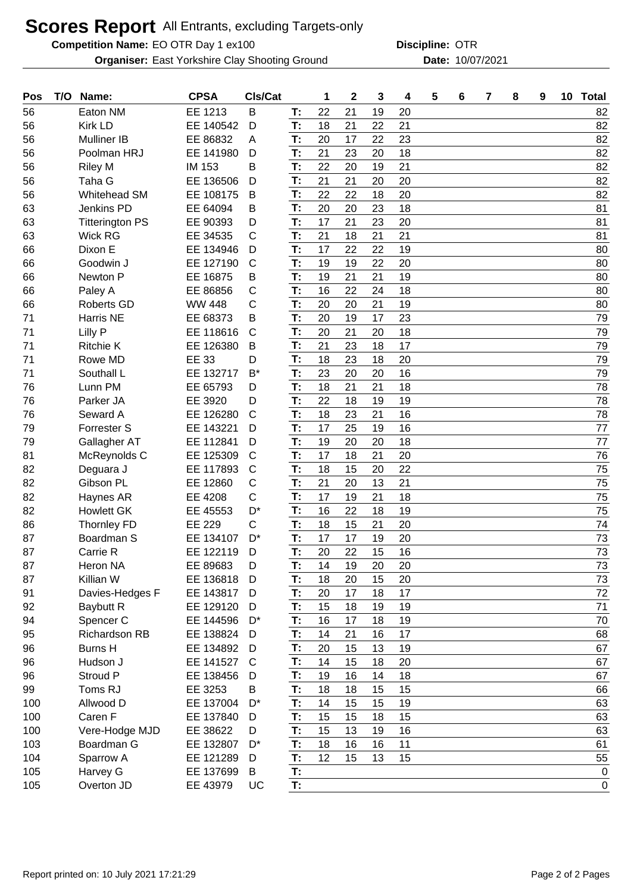# Scores Report All Entrants, excluding Targets-only

**Competition Name:** EO OTR Day 1 ex100 **Discipline:** OTR

**Organiser:** East Yorkshire Clay Shooting Ground **Date:** 10/07/2021

| Pos | T/O | Name: | CPSA | Cls/Cat | | 1 | 2 | 3 | 4 | 5 | 6 | 7 | 8 | 9 | 10 | Total |
|---|---|---|---|---|---|---|---|---|---|---|---|---|---|---|---|---|
| 56 | | Eaton NM | EE 1213 | B | T: | 22 | 21 | 19 | 20 | | | | | | | 82 |
| 56 | | Kirk LD | EE 140542 | D | T: | 18 | 21 | 22 | 21 | | | | | | | 82 |
| 56 | | Mulliner IB | EE 86832 | A | T: | 20 | 17 | 22 | 23 | | | | | | | 82 |
| 56 | | Poolman HRJ | EE 141980 | D | T: | 21 | 23 | 20 | 18 | | | | | | | 82 |
| 56 | | Riley M | IM 153 | B | T: | 22 | 20 | 19 | 21 | | | | | | | 82 |
| 56 | | Taha G | EE 136506 | D | T: | 21 | 21 | 20 | 20 | | | | | | | 82 |
| 56 | | Whitehead SM | EE 108175 | B | T: | 22 | 22 | 18 | 20 | | | | | | | 82 |
| 63 | | Jenkins PD | EE 64094 | B | T: | 20 | 20 | 23 | 18 | | | | | | | 81 |
| 63 | | Titterington PS | EE 90393 | D | T: | 17 | 21 | 23 | 20 | | | | | | | 81 |
| 63 | | Wick RG | EE 34535 | C | T: | 21 | 18 | 21 | 21 | | | | | | | 81 |
| 66 | | Dixon E | EE 134946 | D | T: | 17 | 22 | 22 | 19 | | | | | | | 80 |
| 66 | | Goodwin J | EE 127190 | C | T: | 19 | 19 | 22 | 20 | | | | | | | 80 |
| 66 | | Newton P | EE 16875 | B | T: | 19 | 21 | 21 | 19 | | | | | | | 80 |
| 66 | | Paley A | EE 86856 | C | T: | 16 | 22 | 24 | 18 | | | | | | | 80 |
| 66 | | Roberts GD | WW 448 | C | T: | 20 | 20 | 21 | 19 | | | | | | | 80 |
| 71 | | Harris NE | EE 68373 | B | T: | 20 | 19 | 17 | 23 | | | | | | | 79 |
| 71 | | Lilly P | EE 118616 | C | T: | 20 | 21 | 20 | 18 | | | | | | | 79 |
| 71 | | Ritchie K | EE 126380 | B | T: | 21 | 23 | 18 | 17 | | | | | | | 79 |
| 71 | | Rowe MD | EE 33 | D | T: | 18 | 23 | 18 | 20 | | | | | | | 79 |
| 71 | | Southall L | EE 132717 | B* | T: | 23 | 20 | 20 | 16 | | | | | | | 79 |
| 76 | | Lunn PM | EE 65793 | D | T: | 18 | 21 | 21 | 18 | | | | | | | 78 |
| 76 | | Parker JA | EE 3920 | D | T: | 22 | 18 | 19 | 19 | | | | | | | 78 |
| 76 | | Seward A | EE 126280 | C | T: | 18 | 23 | 21 | 16 | | | | | | | 78 |
| 79 | | Forrester S | EE 143221 | D | T: | 17 | 25 | 19 | 16 | | | | | | | 77 |
| 79 | | Gallagher AT | EE 112841 | D | T: | 19 | 20 | 20 | 18 | | | | | | | 77 |
| 81 | | McReynolds C | EE 125309 | C | T: | 17 | 18 | 21 | 20 | | | | | | | 76 |
| 82 | | Deguara J | EE 117893 | C | T: | 18 | 15 | 20 | 22 | | | | | | | 75 |
| 82 | | Gibson PL | EE 12860 | C | T: | 21 | 20 | 13 | 21 | | | | | | | 75 |
| 82 | | Haynes AR | EE 4208 | C | T: | 17 | 19 | 21 | 18 | | | | | | | 75 |
| 82 | | Howlett GK | EE 45553 | D* | T: | 16 | 22 | 18 | 19 | | | | | | | 75 |
| 86 | | Thornley FD | EE 229 | C | T: | 18 | 15 | 21 | 20 | | | | | | | 74 |
| 87 | | Boardman S | EE 134107 | D* | T: | 17 | 17 | 19 | 20 | | | | | | | 73 |
| 87 | | Carrie R | EE 122119 | D | T: | 20 | 22 | 15 | 16 | | | | | | | 73 |
| 87 | | Heron NA | EE 89683 | D | T: | 14 | 19 | 20 | 20 | | | | | | | 73 |
| 87 | | Killian W | EE 136818 | D | T: | 18 | 20 | 15 | 20 | | | | | | | 73 |
| 91 | | Davies-Hedges F | EE 143817 | D | T: | 20 | 17 | 18 | 17 | | | | | | | 72 |
| 92 | | Baybutt R | EE 129120 | D | T: | 15 | 18 | 19 | 19 | | | | | | | 71 |
| 94 | | Spencer C | EE 144596 | D* | T: | 16 | 17 | 18 | 19 | | | | | | | 70 |
| 95 | | Richardson RB | EE 138824 | D | T: | 14 | 21 | 16 | 17 | | | | | | | 68 |
| 96 | | Burns H | EE 134892 | D | T: | 20 | 15 | 13 | 19 | | | | | | | 67 |
| 96 | | Hudson J | EE 141527 | C | T: | 14 | 15 | 18 | 20 | | | | | | | 67 |
| 96 | | Stroud P | EE 138456 | D | T: | 19 | 16 | 14 | 18 | | | | | | | 67 |
| 99 | | Toms RJ | EE 3253 | B | T: | 18 | 18 | 15 | 15 | | | | | | | 66 |
| 100 | | Allwood D | EE 137004 | D* | T: | 14 | 15 | 15 | 19 | | | | | | | 63 |
| 100 | | Caren F | EE 137840 | D | T: | 15 | 15 | 18 | 15 | | | | | | | 63 |
| 100 | | Vere-Hodge MJD | EE 38622 | D | T: | 15 | 13 | 19 | 16 | | | | | | | 63 |
| 103 | | Boardman G | EE 132807 | D* | T: | 18 | 16 | 16 | 11 | | | | | | | 61 |
| 104 | | Sparrow A | EE 121289 | D | T: | 12 | 15 | 13 | 15 | | | | | | | 55 |
| 105 | | Harvey G | EE 137699 | B | T: | | | | | | | | | | | 0 |
| 105 | | Overton JD | EE 43979 | UC | T: | | | | | | | | | | | 0 |

Report printed on: 10 July 2021 17:21:29